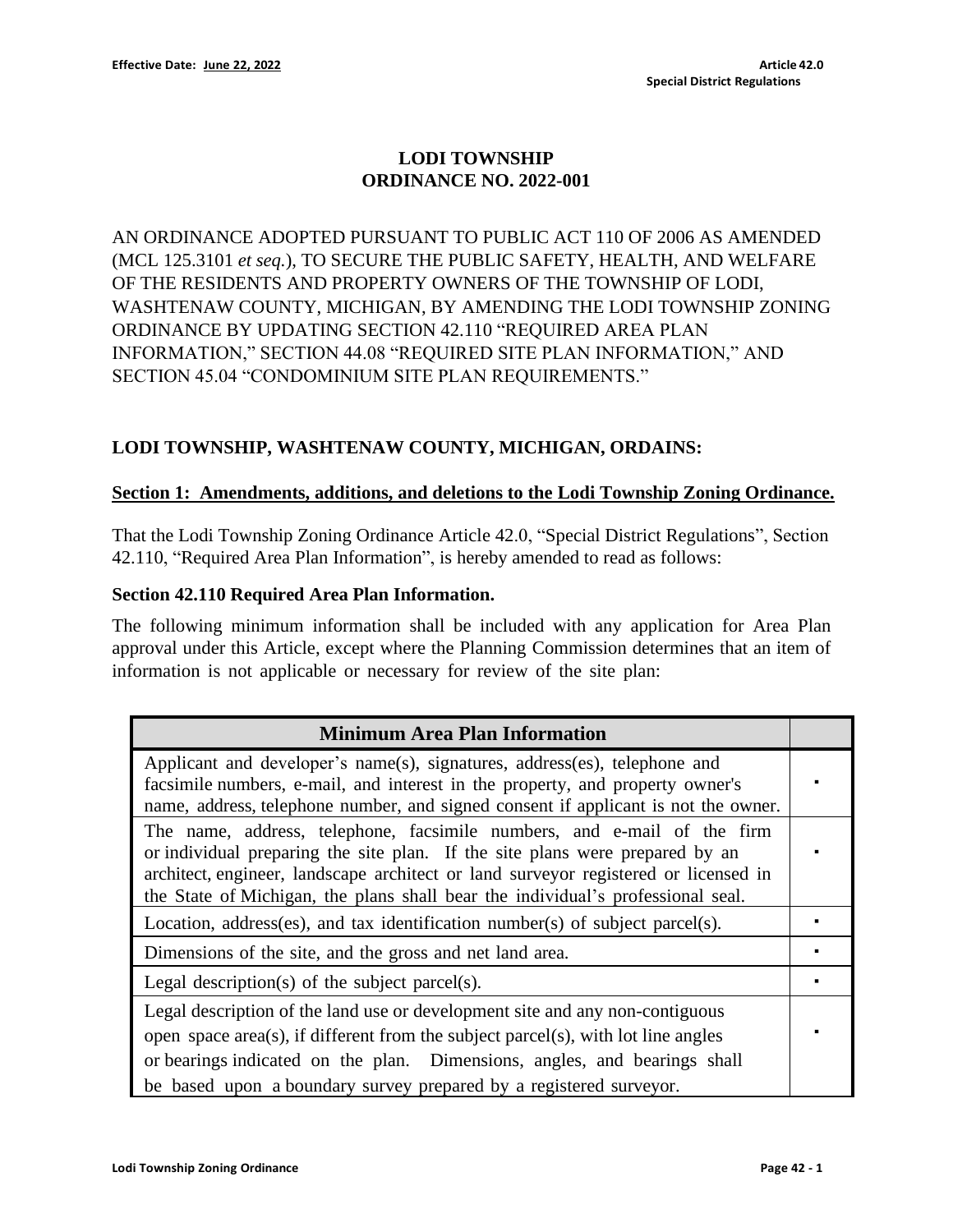# LODI TOWNSHIP
# ORDINANCE NO. 2022-001

AN ORDINANCE ADOPTED PURSUANT TO PUBLIC ACT 110 OF 2006 AS AMENDED (MCL 125.3101 *et seq.*), TO SECURE THE PUBLIC SAFETY, HEALTH, AND WELFARE OF THE RESIDENTS AND PROPERTY OWNERS OF THE TOWNSHIP OF LODI, WASHTENAW COUNTY, MICHIGAN, BY AMENDING THE LODI TOWNSHIP ZONING ORDINANCE BY UPDATING SECTION 42.110 "REQUIRED AREA PLAN INFORMATION," SECTION 44.08 "REQUIRED SITE PLAN INFORMATION," AND SECTION 45.04 "CONDOMINIUM SITE PLAN REQUIREMENTS."

## LODI TOWNSHIP, WASHTENAW COUNTY, MICHIGAN, ORDAINS:

**Section 1: Amendments, additions, and deletions to the Lodi Township Zoning Ordinance.**

That the Lodi Township Zoning Ordinance Article 42.0, "Special District Regulations", Section 42.110, "Required Area Plan Information", is hereby amended to read as follows:

### Section 42.110 Required Area Plan Information.

The following minimum information shall be included with any application for Area Plan approval under this Article, except where the Planning Commission determines that an item of information is not applicable or necessary for review of the site plan:

| Minimum Area Plan Information | |
|---|---|
| Applicant and developer's name(s), signatures, address(es), telephone and facsimile numbers, e-mail, and interest in the property, and property owner's name, address, telephone number, and signed consent if applicant is not the owner. | ▪ |
| The name, address, telephone, facsimile numbers, and e-mail of the firm or individual preparing the site plan. If the site plans were prepared by an architect, engineer, landscape architect or land surveyor registered or licensed in the State of Michigan, the plans shall bear the individual's professional seal. | ▪ |
| Location, address(es), and tax identification number(s) of subject parcel(s). | ▪ |
| Dimensions of the site, and the gross and net land area. | ▪ |
| Legal description(s) of the subject parcel(s). | ▪ |
| Legal description of the land use or development site and any non-contiguous open space area(s), if different from the subject parcel(s), with lot line angles or bearings indicated on the plan. Dimensions, angles, and bearings shall be based upon a boundary survey prepared by a registered surveyor. | ▪ |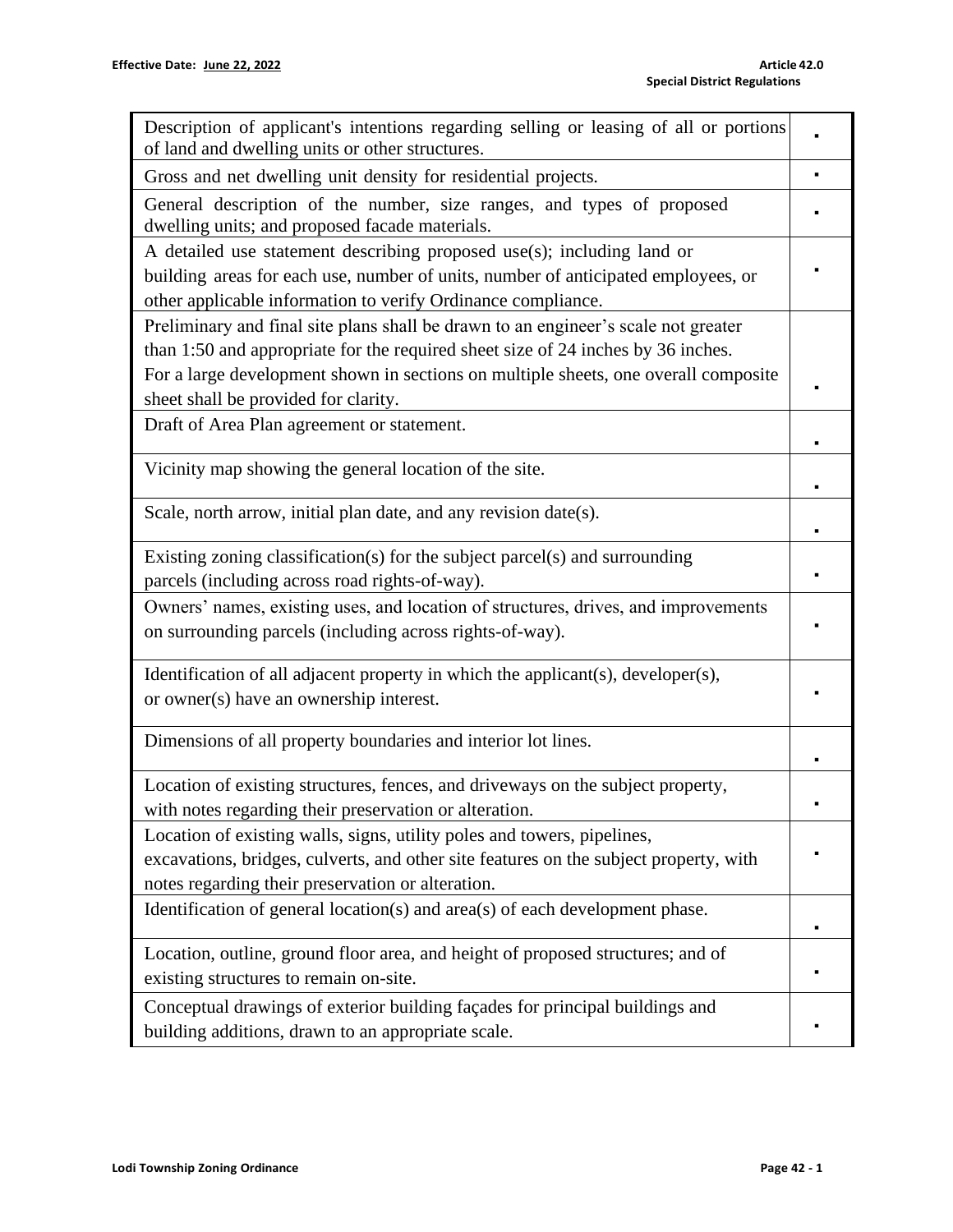| | |
|---|---|
| Description of applicant's intentions regarding selling or leasing of all or portions of land and dwelling units or other structures. | ▪ |
| Gross and net dwelling unit density for residential projects. | ▪ |
| General description of the number, size ranges, and types of proposed dwelling units; and proposed facade materials. | ▪ |
| A detailed use statement describing proposed use(s); including land or building areas for each use, number of units, number of anticipated employees, or other applicable information to verify Ordinance compliance. | ▪ |
| Preliminary and final site plans shall be drawn to an engineer's scale not greater than 1:50 and appropriate for the required sheet size of 24 inches by 36 inches. For a large development shown in sections on multiple sheets, one overall composite sheet shall be provided for clarity. | ▪ |
| Draft of Area Plan agreement or statement. | ▪ |
| Vicinity map showing the general location of the site. | ▪ |
| Scale, north arrow, initial plan date, and any revision date(s). | ▪ |
| Existing zoning classification(s) for the subject parcel(s) and surrounding parcels (including across road rights-of-way). | ▪ |
| Owners' names, existing uses, and location of structures, drives, and improvements on surrounding parcels (including across rights-of-way). | ▪ |
| Identification of all adjacent property in which the applicant(s), developer(s), or owner(s) have an ownership interest. | ▪ |
| Dimensions of all property boundaries and interior lot lines. | ▪ |
| Location of existing structures, fences, and driveways on the subject property, with notes regarding their preservation or alteration. | ▪ |
| Location of existing walls, signs, utility poles and towers, pipelines, excavations, bridges, culverts, and other site features on the subject property, with notes regarding their preservation or alteration. | ▪ |
| Identification of general location(s) and area(s) of each development phase. | ▪ |
| Location, outline, ground floor area, and height of proposed structures; and of existing structures to remain on-site. | ▪ |
| Conceptual drawings of exterior building façades for principal buildings and building additions, drawn to an appropriate scale. | ▪ |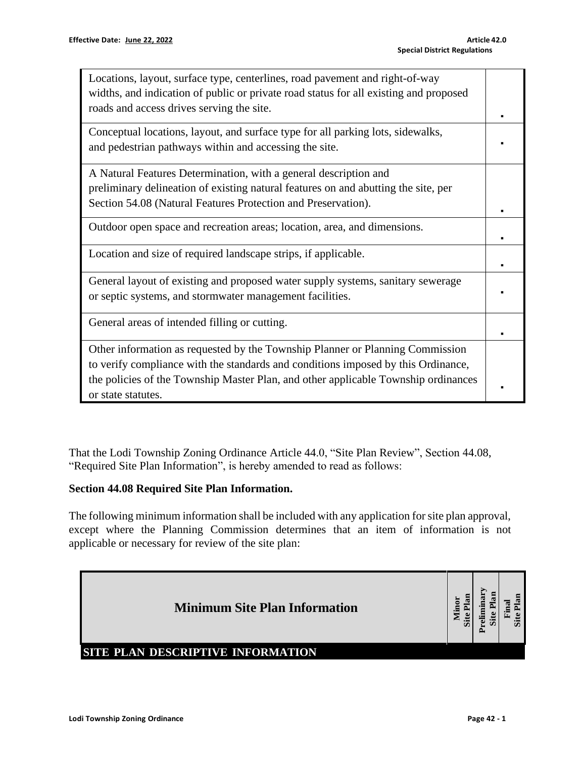| | |
|---|---|
| Locations, layout, surface type, centerlines, road pavement and right-of-way widths, and indication of public or private road status for all existing and proposed roads and access drives serving the site. | ▪ |
| Conceptual locations, layout, and surface type for all parking lots, sidewalks, and pedestrian pathways within and accessing the site. | ▪ |
| A Natural Features Determination, with a general description and preliminary delineation of existing natural features on and abutting the site, per Section 54.08 (Natural Features Protection and Preservation). | ▪ |
| Outdoor open space and recreation areas; location, area, and dimensions. | ▪ |
| Location and size of required landscape strips, if applicable. | ▪ |
| General layout of existing and proposed water supply systems, sanitary sewerage or septic systems, and stormwater management facilities. | ▪ |
| General areas of intended filling or cutting. | ▪ |
| Other information as requested by the Township Planner or Planning Commission to verify compliance with the standards and conditions imposed by this Ordinance, the policies of the Township Master Plan, and other applicable Township ordinances or state statutes. | ▪ |

That the Lodi Township Zoning Ordinance Article 44.0, "Site Plan Review", Section 44.08, "Required Site Plan Information", is hereby amended to read as follows:

**Section 44.08 Required Site Plan Information.**

The following minimum information shall be included with any application for site plan approval, except where the Planning Commission determines that an item of information is not applicable or necessary for review of the site plan:

| Minimum Site Plan Information | Minor Site Plan | Preliminary Site Plan | Final Site Plan |
|---|---|---|---|
| **SITE PLAN DESCRIPTIVE INFORMATION** | | | |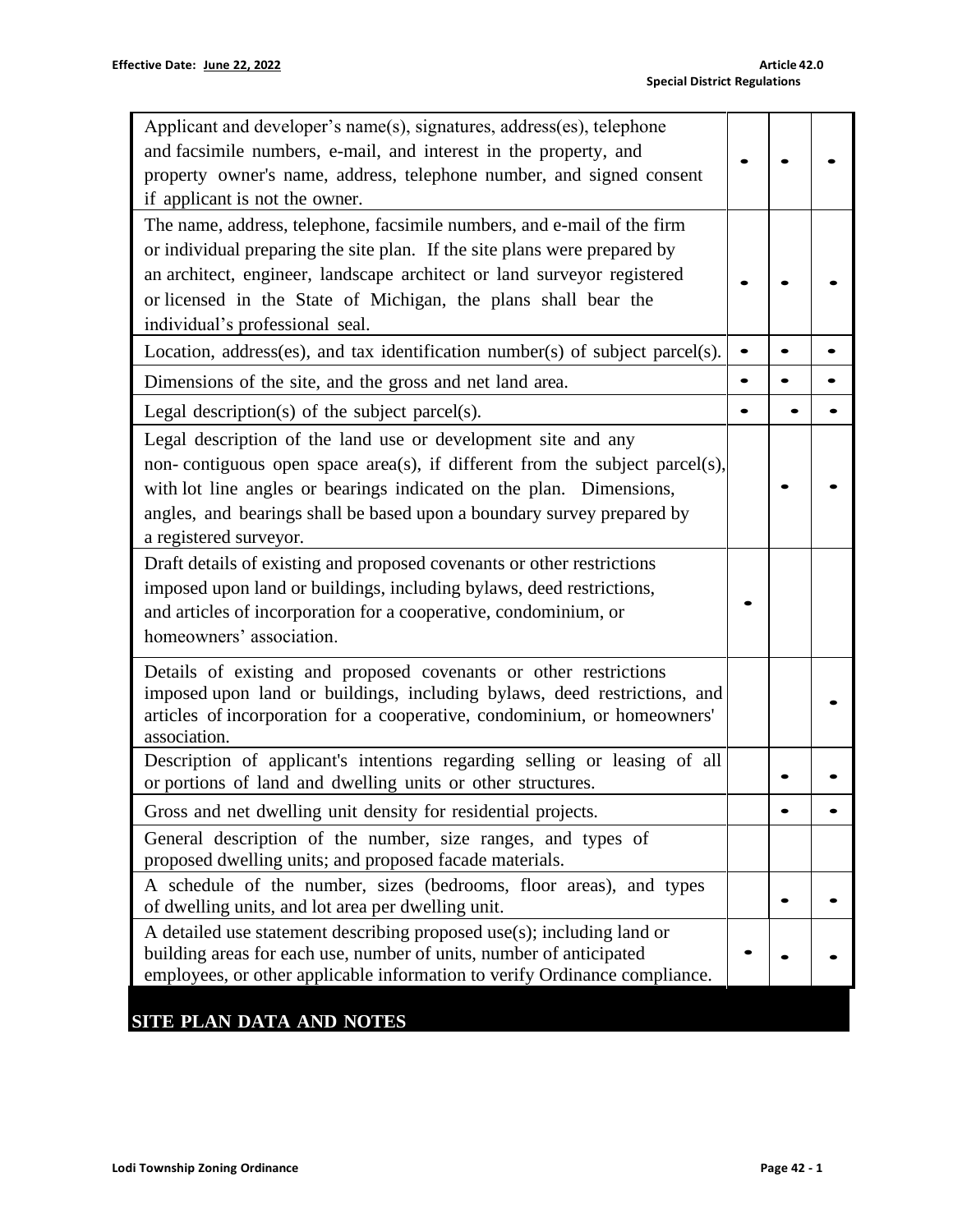| | | | |
|---|---|---|---|
| Applicant and developer's name(s), signatures, address(es), telephone and facsimile numbers, e-mail, and interest in the property, and property owner's name, address, telephone number, and signed consent if applicant is not the owner. | • | • | • |
| The name, address, telephone, facsimile numbers, and e-mail of the firm or individual preparing the site plan. If the site plans were prepared by an architect, engineer, landscape architect or land surveyor registered or licensed in the State of Michigan, the plans shall bear the individual's professional seal. | • | • | • |
| Location, address(es), and tax identification number(s) of subject parcel(s). | • | • | • |
| Dimensions of the site, and the gross and net land area. | • | • | • |
| Legal description(s) of the subject parcel(s). | • | • | • |
| Legal description of the land use or development site and any non- contiguous open space area(s), if different from the subject parcel(s), with lot line angles or bearings indicated on the plan. Dimensions, angles, and bearings shall be based upon a boundary survey prepared by a registered surveyor. | | • | • |
| Draft details of existing and proposed covenants or other restrictions imposed upon land or buildings, including bylaws, deed restrictions, and articles of incorporation for a cooperative, condominium, or homeowners' association. | • | | |
| Details of existing and proposed covenants or other restrictions imposed upon land or buildings, including bylaws, deed restrictions, and articles of incorporation for a cooperative, condominium, or homeowners' association. | | | • |
| Description of applicant's intentions regarding selling or leasing of all or portions of land and dwelling units or other structures. | | • | • |
| Gross and net dwelling unit density for residential projects. | | • | • |
| General description of the number, size ranges, and types of proposed dwelling units; and proposed facade materials. | | | |
| A schedule of the number, sizes (bedrooms, floor areas), and types of dwelling units, and lot area per dwelling unit. | | • | • |
| A detailed use statement describing proposed use(s); including land or building areas for each use, number of units, number of anticipated employees, or other applicable information to verify Ordinance compliance. | • | • | • |

**SITE PLAN DATA AND NOTES**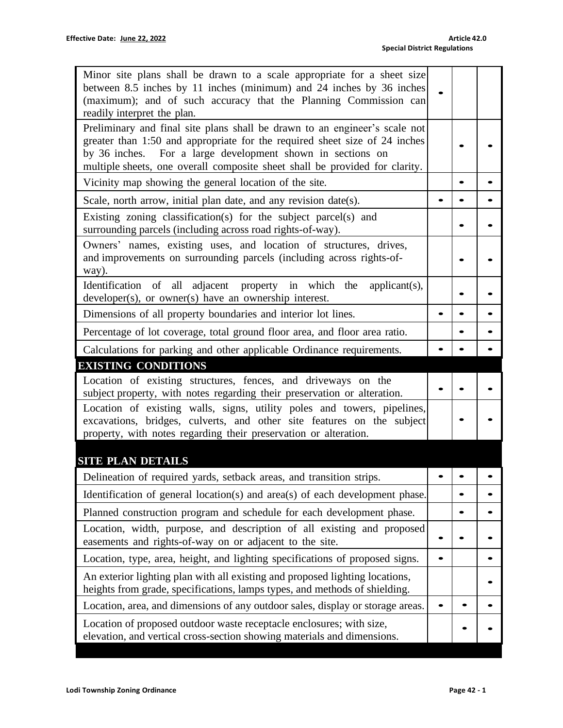| | | | |
|---|---|---|---|
| Minor site plans shall be drawn to a scale appropriate for a sheet size between 8.5 inches by 11 inches (minimum) and 24 inches by 36 inches (maximum); and of such accuracy that the Planning Commission can readily interpret the plan. | • | | |
| Preliminary and final site plans shall be drawn to an engineer's scale not greater than 1:50 and appropriate for the required sheet size of 24 inches by 36 inches. For a large development shown in sections on multiple sheets, one overall composite sheet shall be provided for clarity. | | • | • |
| Vicinity map showing the general location of the site. | | • | • |
| Scale, north arrow, initial plan date, and any revision date(s). | • | • | • |
| Existing zoning classification(s) for the subject parcel(s) and surrounding parcels (including across road rights-of-way). | | • | • |
| Owners' names, existing uses, and location of structures, drives, and improvements on surrounding parcels (including across rights-of-way). | | • | • |
| Identification of all adjacent property in which the applicant(s), developer(s), or owner(s) have an ownership interest. | | • | • |
| Dimensions of all property boundaries and interior lot lines. | • | • | • |
| Percentage of lot coverage, total ground floor area, and floor area ratio. | | • | • |
| Calculations for parking and other applicable Ordinance requirements. | • | • | • |
| **EXISTING CONDITIONS** | | | |
| Location of existing structures, fences, and driveways on the subject property, with notes regarding their preservation or alteration. | • | • | • |
| Location of existing walls, signs, utility poles and towers, pipelines, excavations, bridges, culverts, and other site features on the subject property, with notes regarding their preservation or alteration. | | • | • |
| **SITE PLAN DETAILS** | | | |
| Delineation of required yards, setback areas, and transition strips. | • | • | • |
| Identification of general location(s) and area(s) of each development phase. | | • | • |
| Planned construction program and schedule for each development phase. | | • | • |
| Location, width, purpose, and description of all existing and proposed easements and rights-of-way on or adjacent to the site. | • | • | • |
| Location, type, area, height, and lighting specifications of proposed signs. | • | | • |
| An exterior lighting plan with all existing and proposed lighting locations, heights from grade, specifications, lamps types, and methods of shielding. | | | • |
| Location, area, and dimensions of any outdoor sales, display or storage areas. | • | • | • |
| Location of proposed outdoor waste receptacle enclosures; with size, elevation, and vertical cross-section showing materials and dimensions. | | • | • |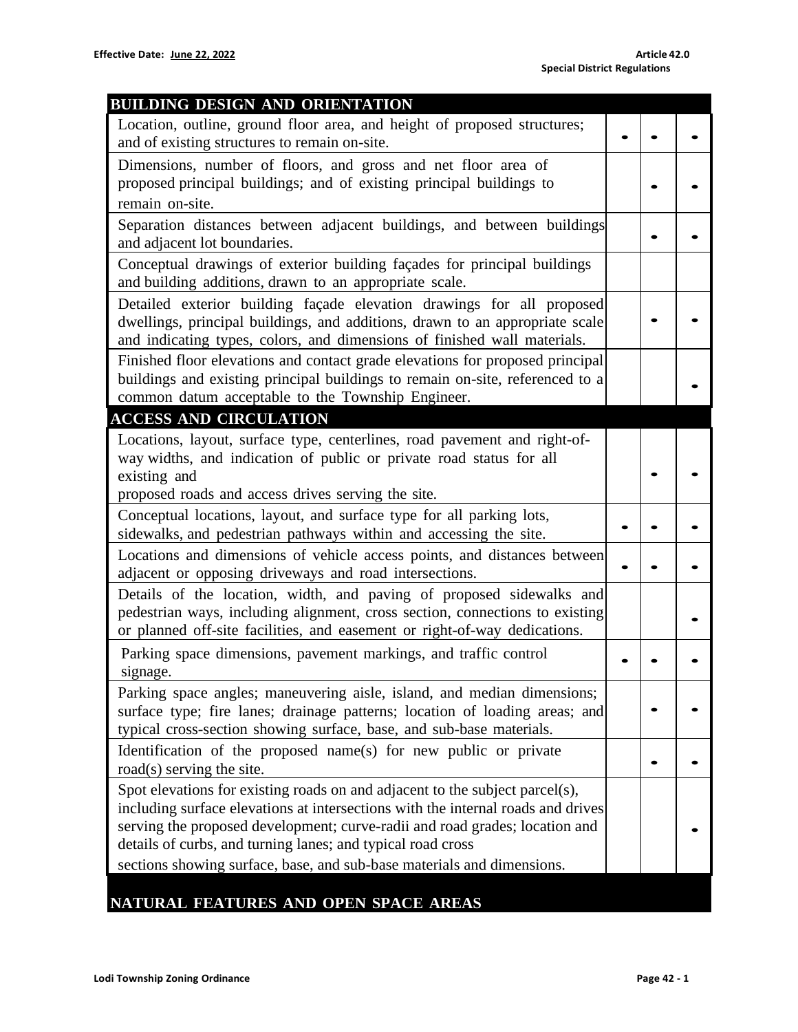| BUILDING DESIGN AND ORIENTATION | | | |
|---|---|---|---|
| Location, outline, ground floor area, and height of proposed structures; and of existing structures to remain on-site. | • | • | • |
| Dimensions, number of floors, and gross and net floor area of proposed principal buildings; and of existing principal buildings to remain on-site. | | • | • |
| Separation distances between adjacent buildings, and between buildings and adjacent lot boundaries. | | • | • |
| Conceptual drawings of exterior building façades for principal buildings and building additions, drawn to an appropriate scale. | | | |
| Detailed exterior building façade elevation drawings for all proposed dwellings, principal buildings, and additions, drawn to an appropriate scale and indicating types, colors, and dimensions of finished wall materials. | | • | • |
| Finished floor elevations and contact grade elevations for proposed principal buildings and existing principal buildings to remain on-site, referenced to a common datum acceptable to the Township Engineer. | | | • |
| **ACCESS AND CIRCULATION** | | | |
| Locations, layout, surface type, centerlines, road pavement and right-of-way widths, and indication of public or private road status for all existing and proposed roads and access drives serving the site. | | • | • |
| Conceptual locations, layout, and surface type for all parking lots, sidewalks, and pedestrian pathways within and accessing the site. | • | • | • |
| Locations and dimensions of vehicle access points, and distances between adjacent or opposing driveways and road intersections. | • | • | • |
| Details of the location, width, and paving of proposed sidewalks and pedestrian ways, including alignment, cross section, connections to existing or planned off-site facilities, and easement or right-of-way dedications. | | | • |
| Parking space dimensions, pavement markings, and traffic control signage. | • | • | • |
| Parking space angles; maneuvering aisle, island, and median dimensions; surface type; fire lanes; drainage patterns; location of loading areas; and typical cross-section showing surface, base, and sub-base materials. | | • | • |
| Identification of the proposed name(s) for new public or private road(s) serving the site. | | • | • |
| Spot elevations for existing roads on and adjacent to the subject parcel(s), including surface elevations at intersections with the internal roads and drives serving the proposed development; curve-radii and road grades; location and details of curbs, and turning lanes; and typical road cross sections showing surface, base, and sub-base materials and dimensions. | | | • |
| **NATURAL FEATURES AND OPEN SPACE AREAS** | | | |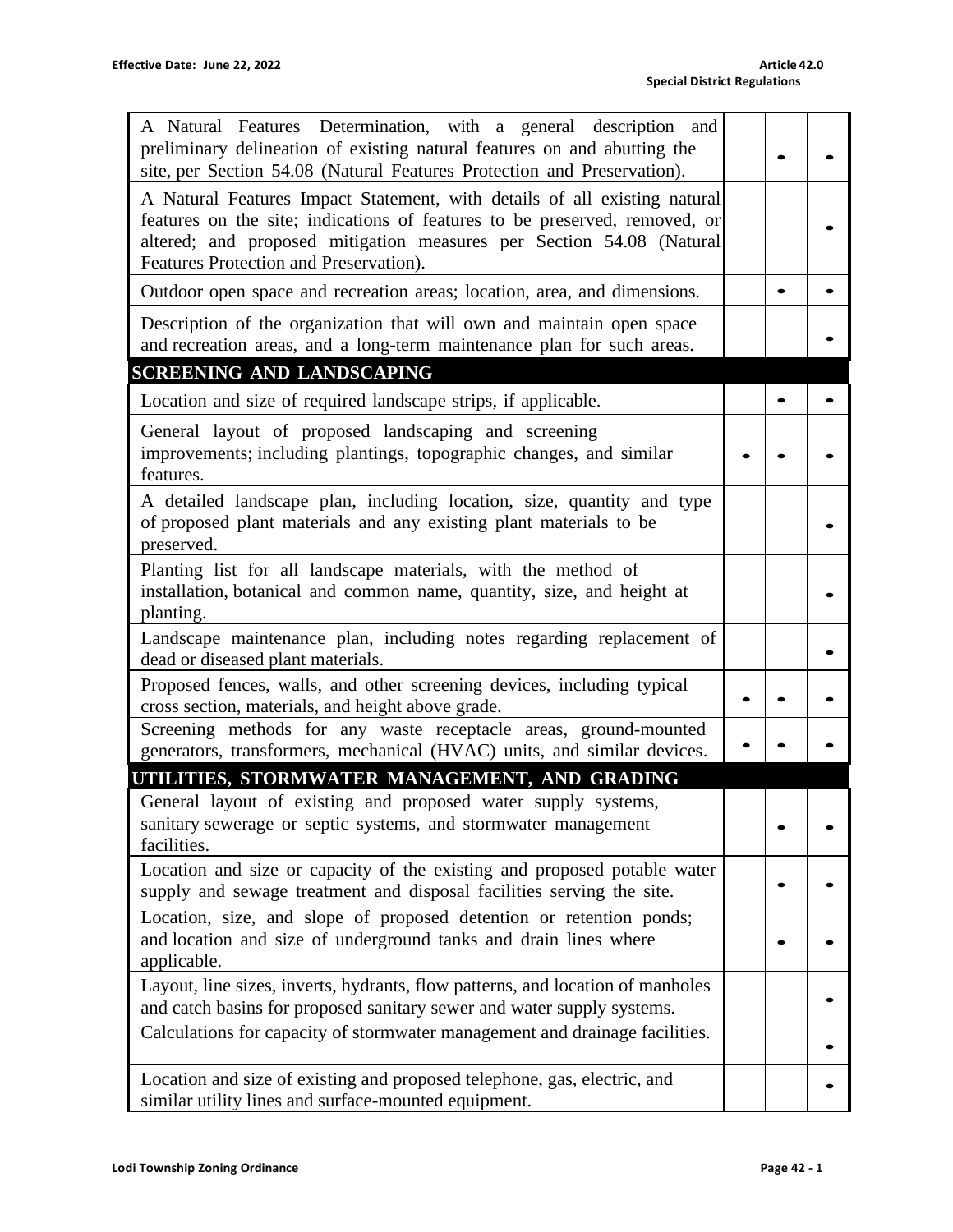| | | | |
|---|---|---|---|
| A Natural Features Determination, with a general description and preliminary delineation of existing natural features on and abutting the site, per Section 54.08 (Natural Features Protection and Preservation). | | • | • |
| A Natural Features Impact Statement, with details of all existing natural features on the site; indications of features to be preserved, removed, or altered; and proposed mitigation measures per Section 54.08 (Natural Features Protection and Preservation). | | | • |
| Outdoor open space and recreation areas; location, area, and dimensions. | | • | • |
| Description of the organization that will own and maintain open space and recreation areas, and a long-term maintenance plan for such areas. | | | • |
| **SCREENING AND LANDSCAPING** | | | |
| Location and size of required landscape strips, if applicable. | | • | • |
| General layout of proposed landscaping and screening improvements; including plantings, topographic changes, and similar features. | • | • | • |
| A detailed landscape plan, including location, size, quantity and type of proposed plant materials and any existing plant materials to be preserved. | | | • |
| Planting list for all landscape materials, with the method of installation, botanical and common name, quantity, size, and height at planting. | | | • |
| Landscape maintenance plan, including notes regarding replacement of dead or diseased plant materials. | | | • |
| Proposed fences, walls, and other screening devices, including typical cross section, materials, and height above grade. | • | • | • |
| Screening methods for any waste receptacle areas, ground-mounted generators, transformers, mechanical (HVAC) units, and similar devices. | • | • | • |
| **UTILITIES, STORMWATER MANAGEMENT, AND GRADING** | | | |
| General layout of existing and proposed water supply systems, sanitary sewerage or septic systems, and stormwater management facilities. | | • | • |
| Location and size or capacity of the existing and proposed potable water supply and sewage treatment and disposal facilities serving the site. | | • | • |
| Location, size, and slope of proposed detention or retention ponds; and location and size of underground tanks and drain lines where applicable. | | • | • |
| Layout, line sizes, inverts, hydrants, flow patterns, and location of manholes and catch basins for proposed sanitary sewer and water supply systems. | | | • |
| Calculations for capacity of stormwater management and drainage facilities. | | | • |
| Location and size of existing and proposed telephone, gas, electric, and similar utility lines and surface-mounted equipment. | | | • |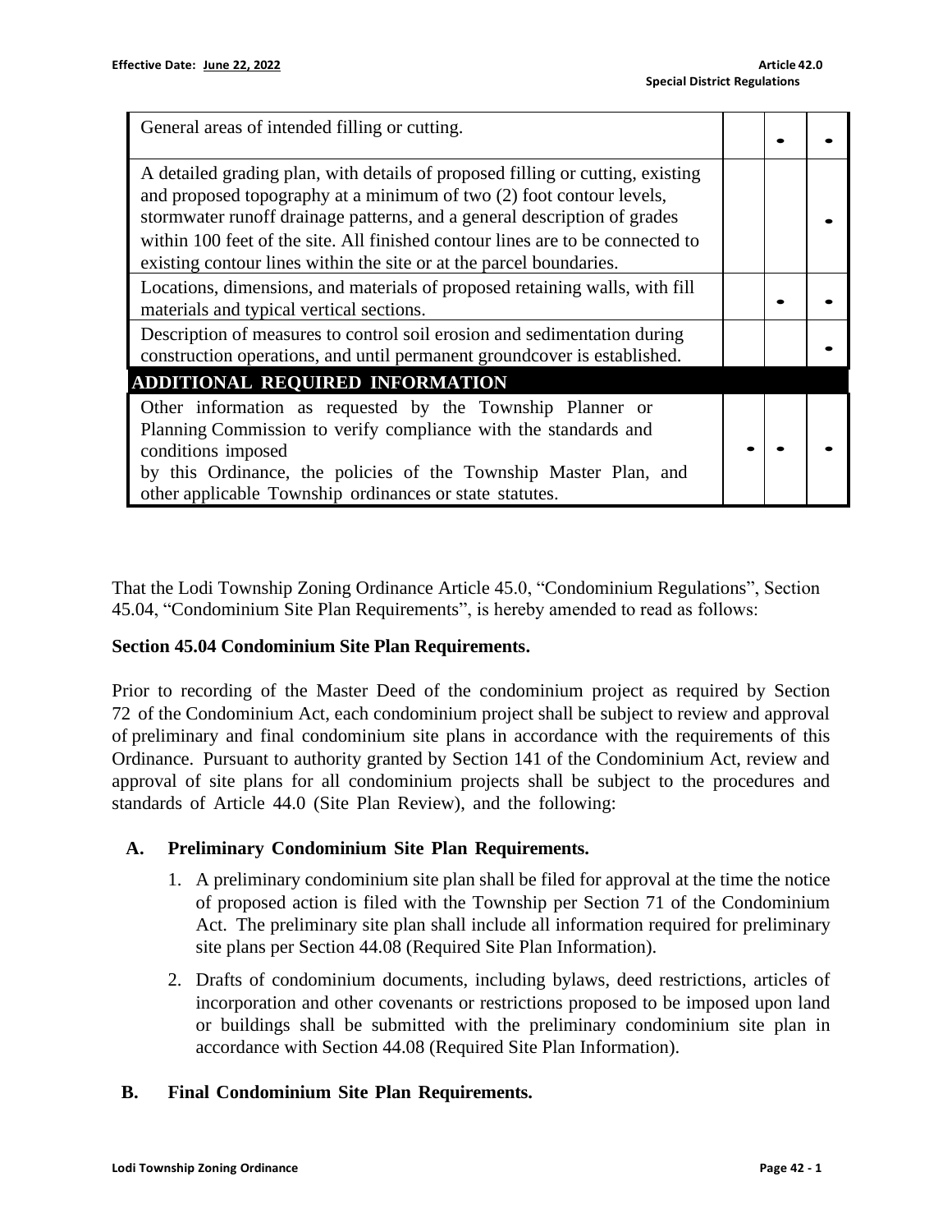| | | | |
|---|---|---|---|
| General areas of intended filling or cutting. | | • | • |
| A detailed grading plan, with details of proposed filling or cutting, existing and proposed topography at a minimum of two (2) foot contour levels, stormwater runoff drainage patterns, and a general description of grades within 100 feet of the site. All finished contour lines are to be connected to existing contour lines within the site or at the parcel boundaries. | | | • |
| Locations, dimensions, and materials of proposed retaining walls, with fill materials and typical vertical sections. | | • | • |
| Description of measures to control soil erosion and sedimentation during construction operations, and until permanent groundcover is established. | | | • |
| **ADDITIONAL REQUIRED INFORMATION** | | | |
| Other information as requested by the Township Planner or Planning Commission to verify compliance with the standards and conditions imposed by this Ordinance, the policies of the Township Master Plan, and other applicable Township ordinances or state statutes. | • | • | • |

That the Lodi Township Zoning Ordinance Article 45.0, "Condominium Regulations", Section 45.04, "Condominium Site Plan Requirements", is hereby amended to read as follows:

**Section 45.04 Condominium Site Plan Requirements.**

Prior to recording of the Master Deed of the condominium project as required by Section 72 of the Condominium Act, each condominium project shall be subject to review and approval of preliminary and final condominium site plans in accordance with the requirements of this Ordinance. Pursuant to authority granted by Section 141 of the Condominium Act, review and approval of site plans for all condominium projects shall be subject to the procedures and standards of Article 44.0 (Site Plan Review), and the following:

**A. Preliminary Condominium Site Plan Requirements.**

1. A preliminary condominium site plan shall be filed for approval at the time the notice of proposed action is filed with the Township per Section 71 of the Condominium Act. The preliminary site plan shall include all information required for preliminary site plans per Section 44.08 (Required Site Plan Information).

2. Drafts of condominium documents, including bylaws, deed restrictions, articles of incorporation and other covenants or restrictions proposed to be imposed upon land or buildings shall be submitted with the preliminary condominium site plan in accordance with Section 44.08 (Required Site Plan Information).

**B. Final Condominium Site Plan Requirements.**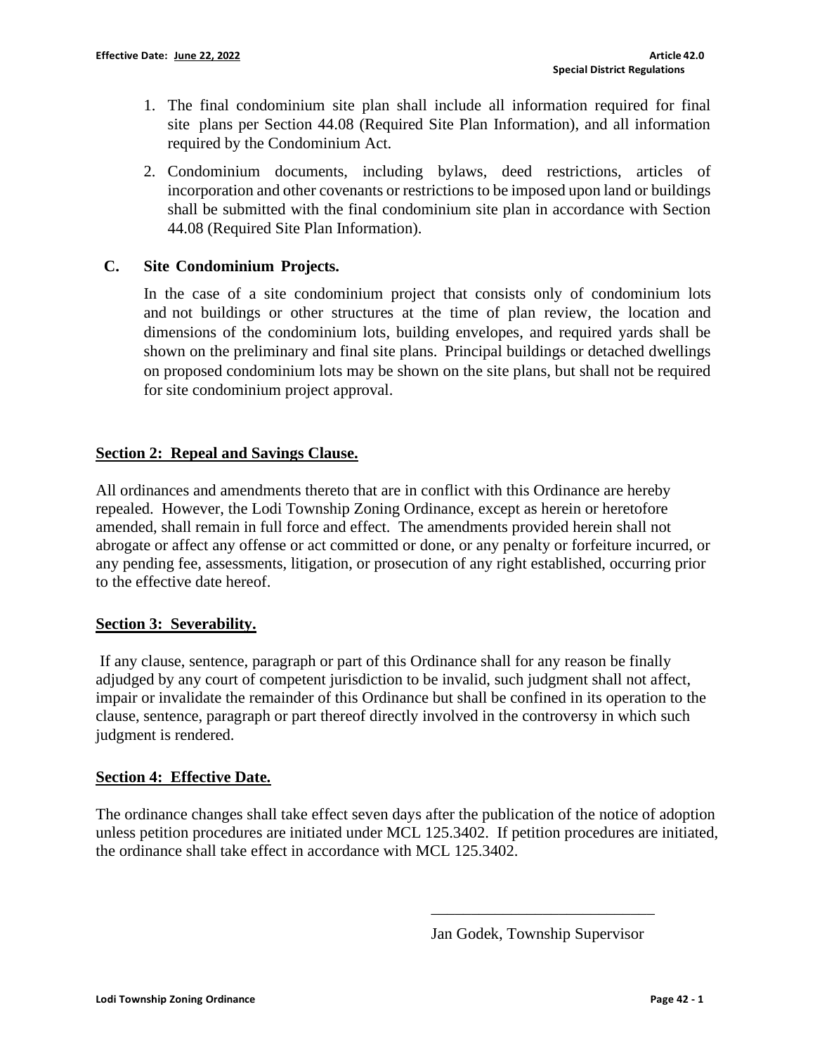1. The final condominium site plan shall include all information required for final site plans per Section 44.08 (Required Site Plan Information), and all information required by the Condominium Act.
2. Condominium documents, including bylaws, deed restrictions, articles of incorporation and other covenants or restrictions to be imposed upon land or buildings shall be submitted with the final condominium site plan in accordance with Section 44.08 (Required Site Plan Information).

**C. Site Condominium Projects.**

In the case of a site condominium project that consists only of condominium lots and not buildings or other structures at the time of plan review, the location and dimensions of the condominium lots, building envelopes, and required yards shall be shown on the preliminary and final site plans. Principal buildings or detached dwellings on proposed condominium lots may be shown on the site plans, but shall not be required for site condominium project approval.

**Section 2: Repeal and Savings Clause.**

All ordinances and amendments thereto that are in conflict with this Ordinance are hereby repealed. However, the Lodi Township Zoning Ordinance, except as herein or heretofore amended, shall remain in full force and effect. The amendments provided herein shall not abrogate or affect any offense or act committed or done, or any penalty or forfeiture incurred, or any pending fee, assessments, litigation, or prosecution of any right established, occurring prior to the effective date hereof.

**Section 3: Severability.**

If any clause, sentence, paragraph or part of this Ordinance shall for any reason be finally adjudged by any court of competent jurisdiction to be invalid, such judgment shall not affect, impair or invalidate the remainder of this Ordinance but shall be confined in its operation to the clause, sentence, paragraph or part thereof directly involved in the controversy in which such judgment is rendered.

**Section 4: Effective Date.**

The ordinance changes shall take effect seven days after the publication of the notice of adoption unless petition procedures are initiated under MCL 125.3402. If petition procedures are initiated, the ordinance shall take effect in accordance with MCL 125.3402.

\_\_\_\_\_\_\_\_\_\_\_\_\_\_\_\_\_\_\_\_\_\_\_\_\_\_\_\_

Jan Godek, Township Supervisor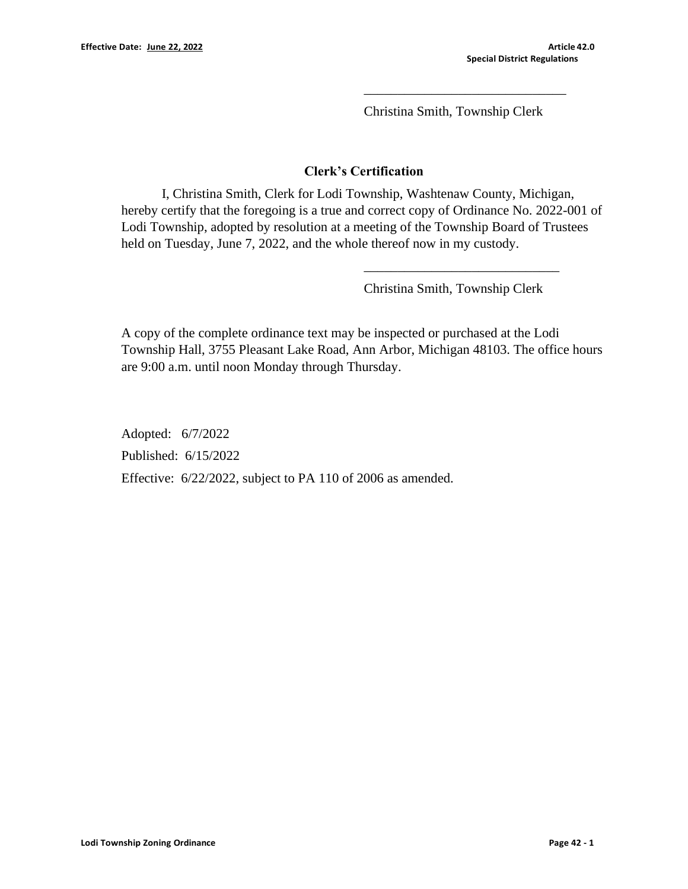\_\_\_\_\_\_\_\_\_\_\_\_\_\_\_\_\_\_\_\_\_\_\_\_\_\_\_\_\_\_\_

Christina Smith, Township Clerk

## Clerk's Certification

I, Christina Smith, Clerk for Lodi Township, Washtenaw County, Michigan, hereby certify that the foregoing is a true and correct copy of Ordinance No. 2022-001 of Lodi Township, adopted by resolution at a meeting of the Township Board of Trustees held on Tuesday, June 7, 2022, and the whole thereof now in my custody.

\_\_\_\_\_\_\_\_\_\_\_\_\_\_\_\_\_\_\_\_\_\_\_\_\_\_\_\_\_\_

Christina Smith, Township Clerk

A copy of the complete ordinance text may be inspected or purchased at the Lodi Township Hall, 3755 Pleasant Lake Road, Ann Arbor, Michigan 48103. The office hours are 9:00 a.m. until noon Monday through Thursday.

Adopted: 6/7/2022

Published: 6/15/2022

Effective: 6/22/2022, subject to PA 110 of 2006 as amended.